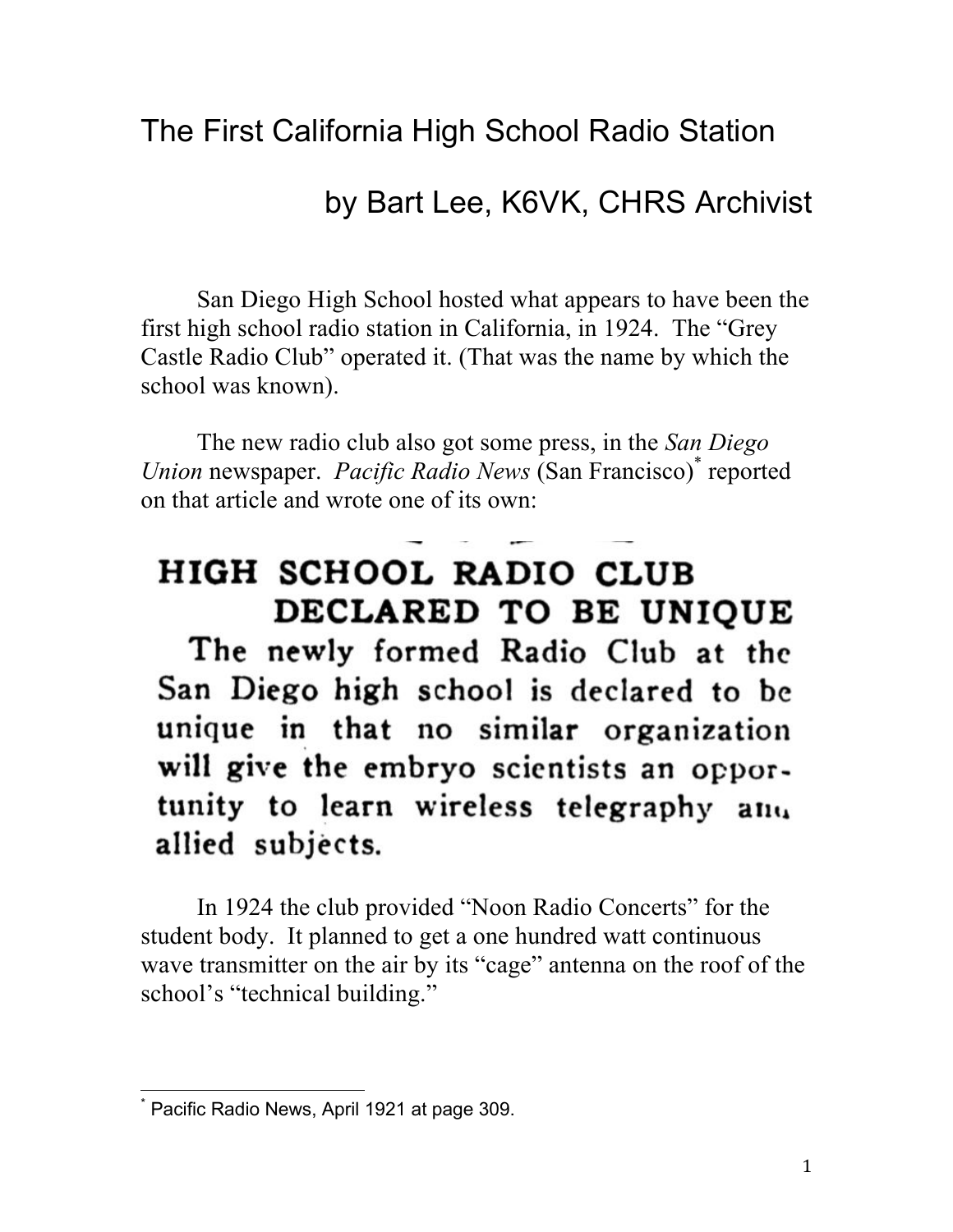# The First California High School Radio Station

## by Bart Lee, K6VK, CHRS Archivist

San Diego High School hosted what appears to have been the first high school radio station in California, in 1924. The "Grey Castle Radio Club" operated it. (That was the name by which the school was known).

The new radio club also got some press, in the *San Diego Union* newspaper. *Pacific Radio News* (San Francisco)[*] reported on that article and wrote one of its own:

**HIGH SCHOOL RADIO CLUB DECLARED TO BE UNIQUE**

The newly formed Radio Club at the San Diego high school is declared to be unique in that no similar organization will give the embryo scientists an opportunity to learn wireless telegraphy and allied subjects.

In 1924 the club provided "Noon Radio Concerts" for the student body. It planned to get a one hundred watt continuous wave transmitter on the air by its "cage" antenna on the roof of the school's "technical building."

---

[*] Pacific Radio News, April 1921 at page 309.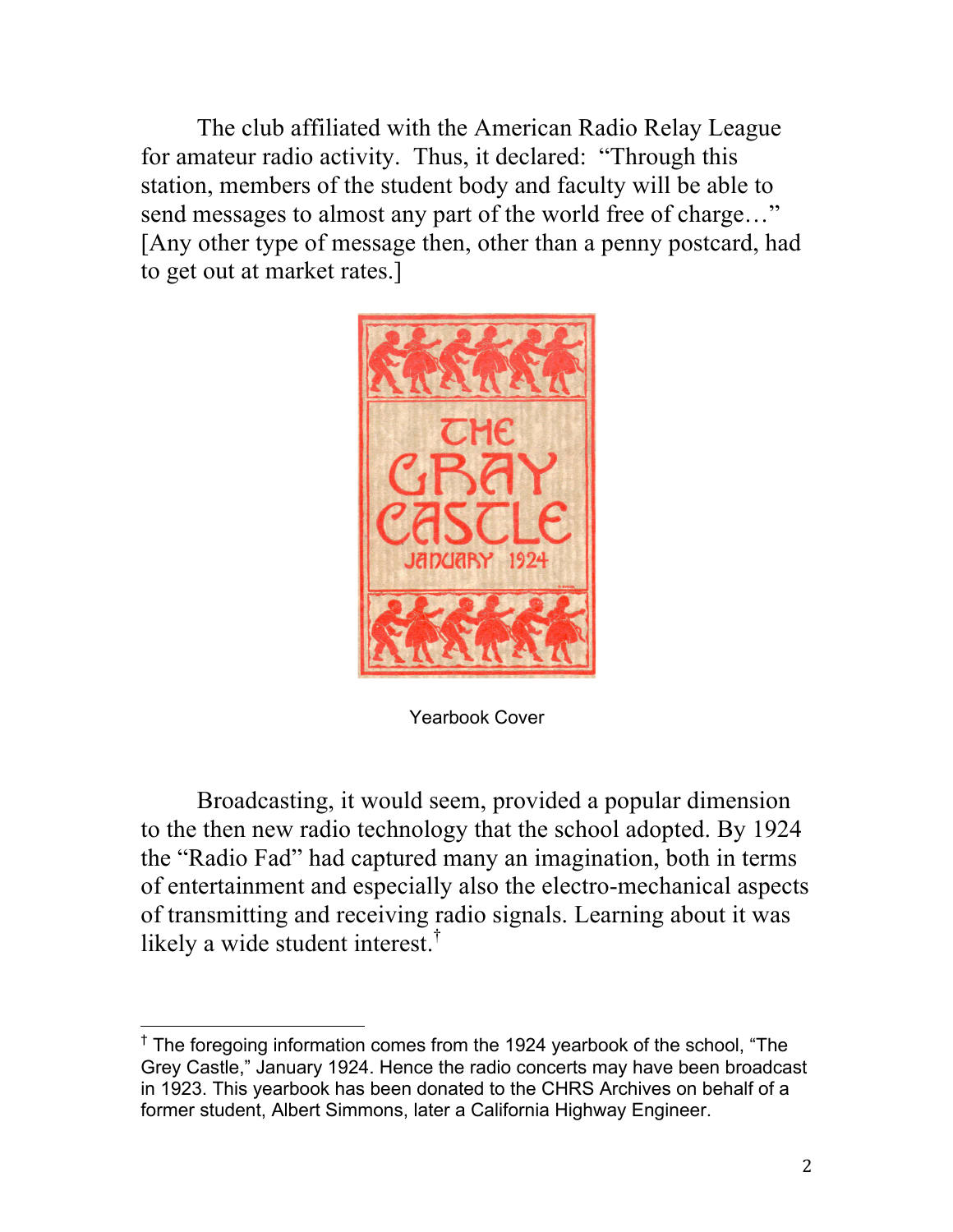The club affiliated with the American Radio Relay League for amateur radio activity. Thus, it declared: "Through this station, members of the student body and faculty will be able to send messages to almost any part of the world free of charge…" [Any other type of message then, other than a penny postcard, had to get out at market rates.]

Yearbook Cover

Broadcasting, it would seem, provided a popular dimension to the then new radio technology that the school adopted. By 1924 the "Radio Fad" had captured many an imagination, both in terms of entertainment and especially also the electro-mechanical aspects of transmitting and receiving radio signals. Learning about it was likely a wide student interest.[†]

---

[†] The foregoing information comes from the 1924 yearbook of the school, "The Grey Castle," January 1924. Hence the radio concerts may have been broadcast in 1923. This yearbook has been donated to the CHRS Archives on behalf of a former student, Albert Simmons, later a California Highway Engineer.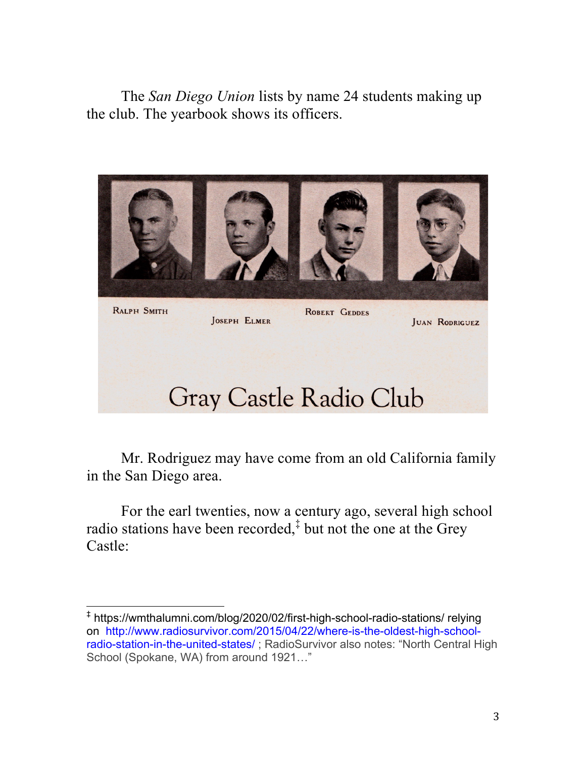The *San Diego Union* lists by name 24 students making up the club. The yearbook shows its officers.

Ralph Smith Joseph Elmer Robert Geddes Juan Rodriguez

Gray Castle Radio Club

Mr. Rodriguez may have come from an old California family in the San Diego area.

For the earl twenties, now a century ago, several high school radio stations have been recorded,[‡] but not the one at the Grey Castle:

---

[‡] https://wmthalumni.com/blog/2020/02/first-high-school-radio-stations/ relying on http://www.radiosurvivor.com/2015/04/22/where-is-the-oldest-high-school-radio-station-in-the-united-states/ ; RadioSurvivor also notes: "North Central High School (Spokane, WA) from around 1921…"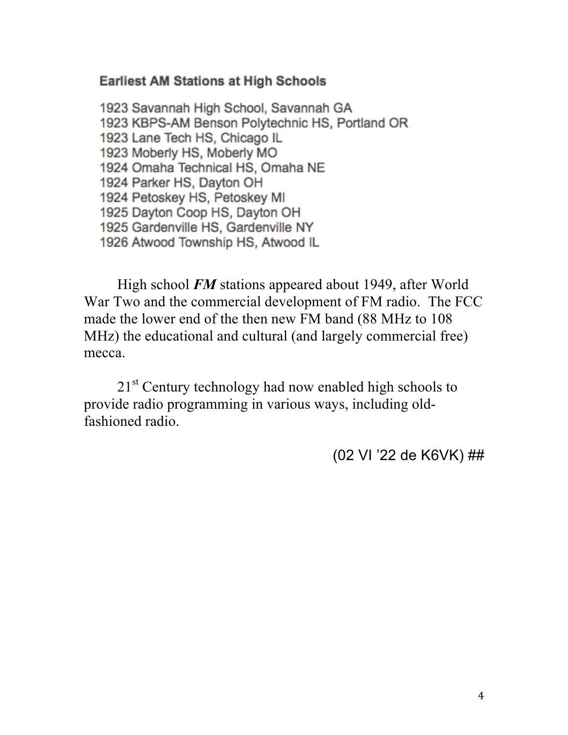**Earliest AM Stations at High Schools**

1923 Savannah High School, Savannah GA
1923 KBPS-AM Benson Polytechnic HS, Portland OR
1923 Lane Tech HS, Chicago IL
1923 Moberly HS, Moberly MO
1924 Omaha Technical HS, Omaha NE
1924 Parker HS, Dayton OH
1924 Petoskey HS, Petoskey MI
1925 Dayton Coop HS, Dayton OH
1925 Gardenville HS, Gardenville NY
1926 Atwood Township HS, Atwood IL

High school ***FM*** stations appeared about 1949, after World War Two and the commercial development of FM radio. The FCC made the lower end of the then new FM band (88 MHz to 108 MHz) the educational and cultural (and largely commercial free) mecca.

21st Century technology had now enabled high schools to provide radio programming in various ways, including old-fashioned radio.

(02 VI '22 de K6VK) ##